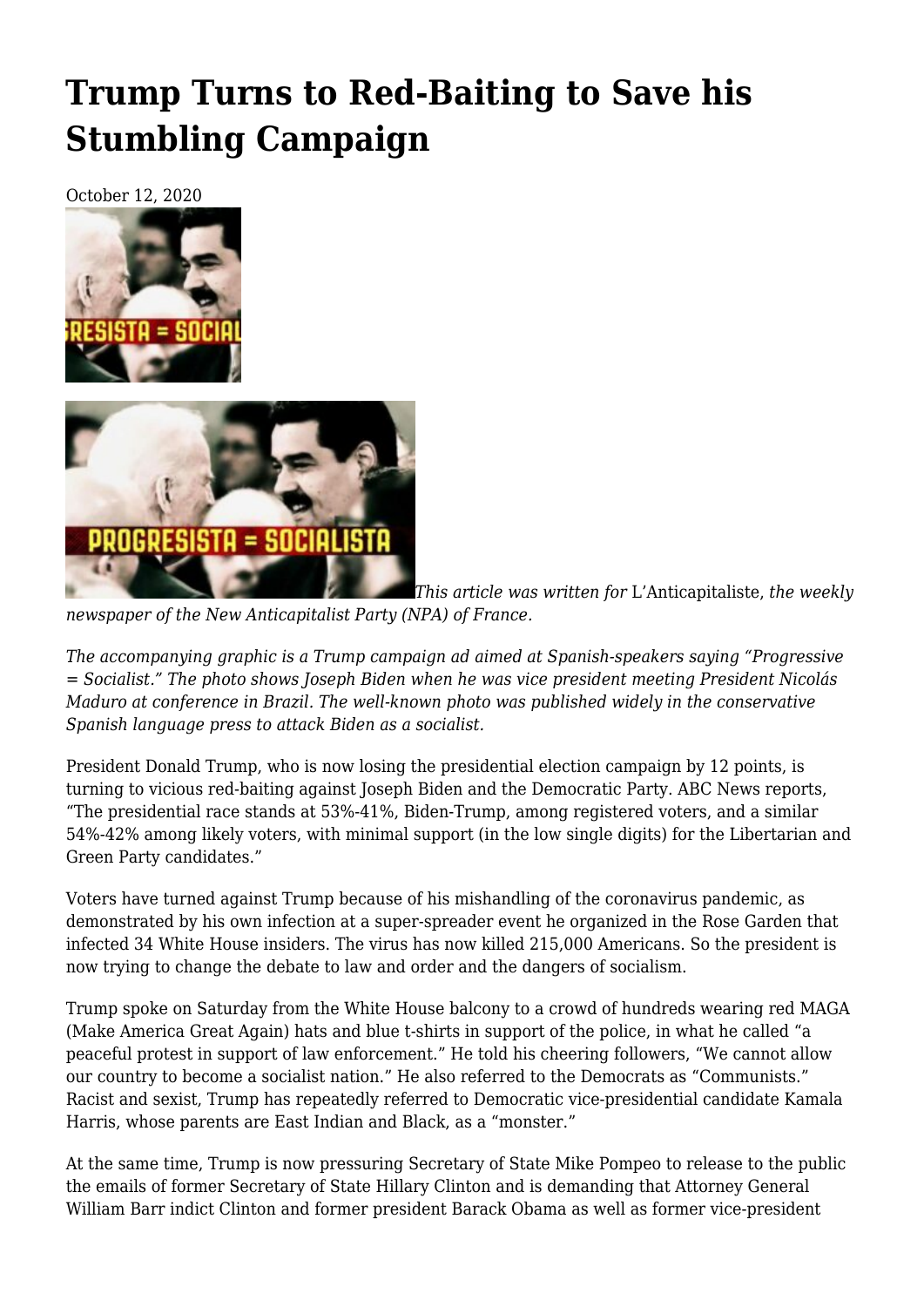# Trump Turns to Red-Baiting to Save his Stumbling Campaign

October 12, 2020

*This article was written for* L'Anticapitaliste, *the weekly newspaper of the New Anticapitalist Party (NPA) of France.*

*The accompanying graphic is a Trump campaign ad aimed at Spanish-speakers saying "Progressive = Socialist." The photo shows Joseph Biden when he was vice president meeting President Nicolás Maduro at conference in Brazil. The well-known photo was published widely in the conservative Spanish language press to attack Biden as a socialist.*

President Donald Trump, who is now losing the presidential election campaign by 12 points, is turning to vicious red-baiting against Joseph Biden and the Democratic Party. ABC News reports, "The presidential race stands at 53%-41%, Biden-Trump, among registered voters, and a similar 54%-42% among likely voters, with minimal support (in the low single digits) for the Libertarian and Green Party candidates."

Voters have turned against Trump because of his mishandling of the coronavirus pandemic, as demonstrated by his own infection at a super-spreader event he organized in the Rose Garden that infected 34 White House insiders. The virus has now killed 215,000 Americans. So the president is now trying to change the debate to law and order and the dangers of socialism.

Trump spoke on Saturday from the White House balcony to a crowd of hundreds wearing red MAGA (Make America Great Again) hats and blue t-shirts in support of the police, in what he called "a peaceful protest in support of law enforcement." He told his cheering followers, "We cannot allow our country to become a socialist nation." He also referred to the Democrats as "Communists." Racist and sexist, Trump has repeatedly referred to Democratic vice-presidential candidate Kamala Harris, whose parents are East Indian and Black, as a "monster."

At the same time, Trump is now pressuring Secretary of State Mike Pompeo to release to the public the emails of former Secretary of State Hillary Clinton and is demanding that Attorney General William Barr indict Clinton and former president Barack Obama as well as former vice-president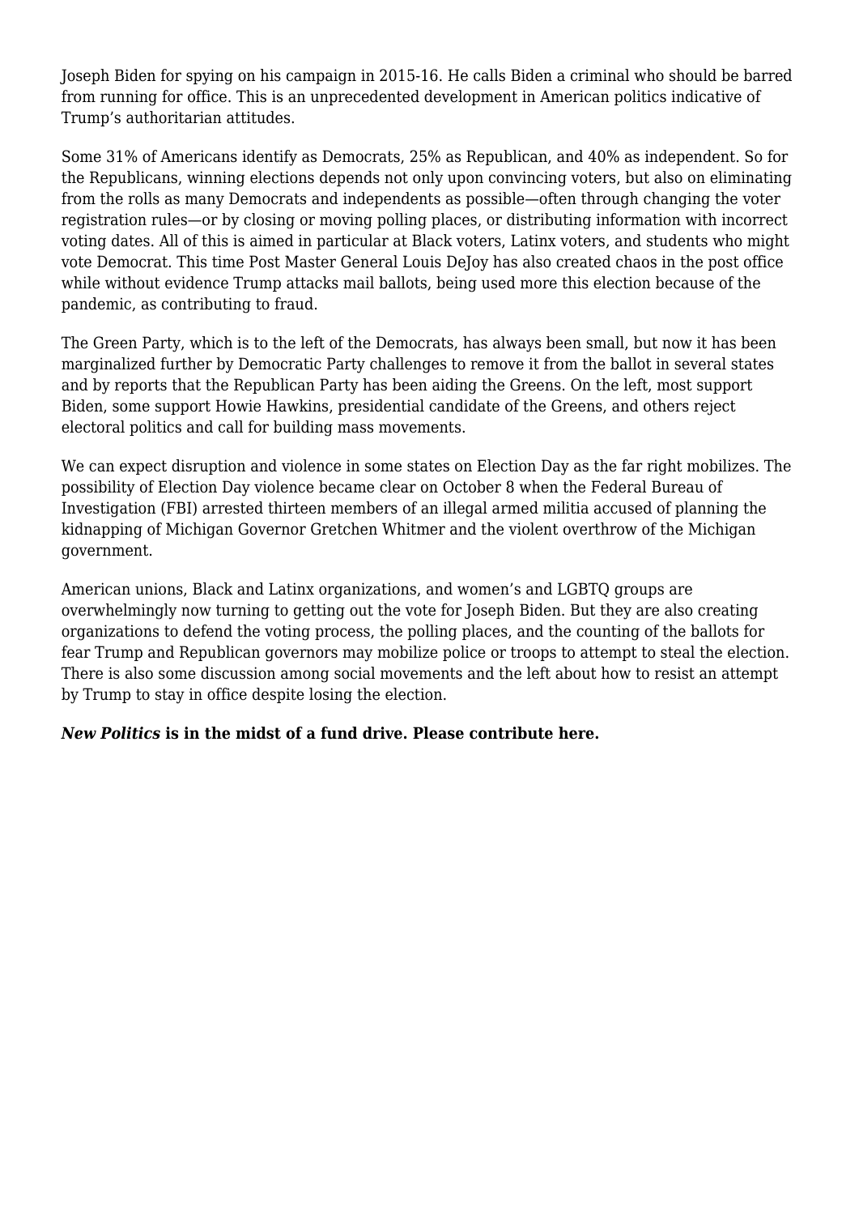Joseph Biden for spying on his campaign in 2015-16. He calls Biden a criminal who should be barred from running for office. This is an unprecedented development in American politics indicative of Trump's authoritarian attitudes.

Some 31% of Americans identify as Democrats, 25% as Republican, and 40% as independent. So for the Republicans, winning elections depends not only upon convincing voters, but also on eliminating from the rolls as many Democrats and independents as possible—often through changing the voter registration rules—or by closing or moving polling places, or distributing information with incorrect voting dates. All of this is aimed in particular at Black voters, Latinx voters, and students who might vote Democrat. This time Post Master General Louis DeJoy has also created chaos in the post office while without evidence Trump attacks mail ballots, being used more this election because of the pandemic, as contributing to fraud.

The Green Party, which is to the left of the Democrats, has always been small, but now it has been marginalized further by Democratic Party challenges to remove it from the ballot in several states and by reports that the Republican Party has been aiding the Greens. On the left, most support Biden, some support Howie Hawkins, presidential candidate of the Greens, and others reject electoral politics and call for building mass movements.

We can expect disruption and violence in some states on Election Day as the far right mobilizes. The possibility of Election Day violence became clear on October 8 when the Federal Bureau of Investigation (FBI) arrested thirteen members of an illegal armed militia accused of planning the kidnapping of Michigan Governor Gretchen Whitmer and the violent overthrow of the Michigan government.

American unions, Black and Latinx organizations, and women's and LGBTQ groups are overwhelmingly now turning to getting out the vote for Joseph Biden. But they are also creating organizations to defend the voting process, the polling places, and the counting of the ballots for fear Trump and Republican governors may mobilize police or troops to attempt to steal the election. There is also some discussion among social movements and the left about how to resist an attempt by Trump to stay in office despite losing the election.

***New Politics* is in the midst of a fund drive. Please contribute here.**